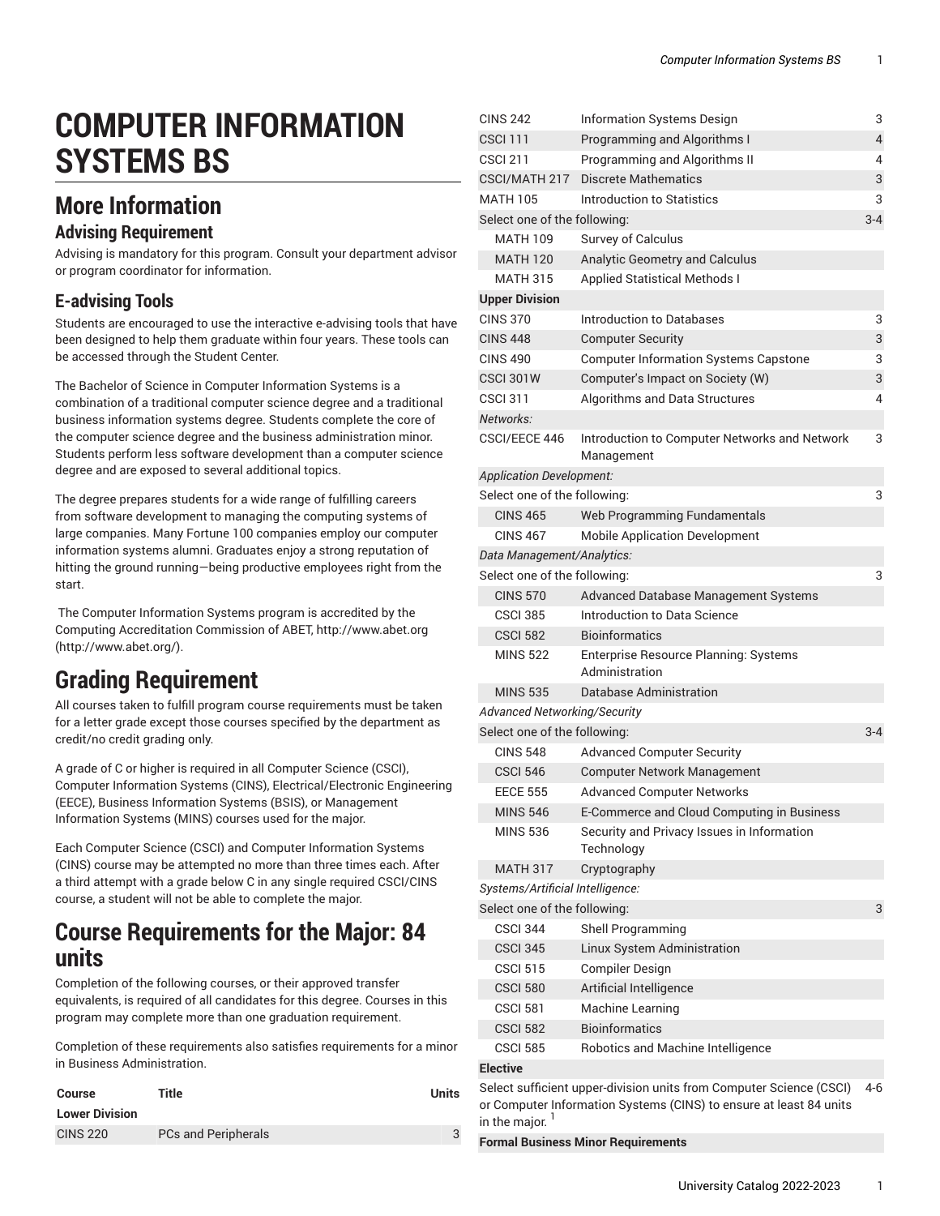# COMPUTER INFORMATION SYSTEMS BS

## More Information

### Advising Requirement

Advising is mandatory for this program. Consult your department advisor or program coordinator for information.

### E-advising Tools

Students are encouraged to use the interactive e-advising tools that have been designed to help them graduate within four years. These tools can be accessed through the Student Center.

The Bachelor of Science in Computer Information Systems is a combination of a traditional computer science degree and a traditional business information systems degree. Students complete the core of the computer science degree and the business administration minor. Students perform less software development than a computer science degree and are exposed to several additional topics.

The degree prepares students for a wide range of fulfilling careers from software development to managing the computing systems of large companies. Many Fortune 100 companies employ our computer information systems alumni. Graduates enjoy a strong reputation of hitting the ground running—being productive employees right from the start.

The Computer Information Systems program is accredited by the Computing Accreditation Commission of ABET, http://www.abet.org (http://www.abet.org/).

## Grading Requirement

All courses taken to fulfill program course requirements must be taken for a letter grade except those courses specified by the department as credit/no credit grading only.

A grade of C or higher is required in all Computer Science (CSCI), Computer Information Systems (CINS), Electrical/Electronic Engineering (EECE), Business Information Systems (BSIS), or Management Information Systems (MINS) courses used for the major.

Each Computer Science (CSCI) and Computer Information Systems (CINS) course may be attempted no more than three times each. After a third attempt with a grade below C in any single required CSCI/CINS course, a student will not be able to complete the major.

## Course Requirements for the Major: 84 units

Completion of the following courses, or their approved transfer equivalents, is required of all candidates for this degree. Courses in this program may complete more than one graduation requirement.

Completion of these requirements also satisfies requirements for a minor in Business Administration.

| Course | Title | Units |
|---|---|---|
| **Lower Division** | | |
| CINS 220 | PCs and Peripherals | 3 |
| CINS 242 | Information Systems Design | 3 |
| CSCI 111 | Programming and Algorithms I | 4 |
| CSCI 211 | Programming and Algorithms II | 4 |
| CSCI/MATH 217 | Discrete Mathematics | 3 |
| MATH 105 | Introduction to Statistics | 3 |
| Select one of the following: | | 3-4 |
| MATH 109 | Survey of Calculus | |
| MATH 120 | Analytic Geometry and Calculus | |
| MATH 315 | Applied Statistical Methods I | |
| **Upper Division** | | |
| CINS 370 | Introduction to Databases | 3 |
| CINS 448 | Computer Security | 3 |
| CINS 490 | Computer Information Systems Capstone | 3 |
| CSCI 301W | Computer's Impact on Society (W) | 3 |
| CSCI 311 | Algorithms and Data Structures | 4 |
| *Networks:* | | |
| CSCI/EECE 446 | Introduction to Computer Networks and Network Management | 3 |
| *Application Development:* | | |
| Select one of the following: | | 3 |
| CINS 465 | Web Programming Fundamentals | |
| CINS 467 | Mobile Application Development | |
| *Data Management/Analytics:* | | |
| Select one of the following: | | 3 |
| CINS 570 | Advanced Database Management Systems | |
| CSCI 385 | Introduction to Data Science | |
| CSCI 582 | Bioinformatics | |
| MINS 522 | Enterprise Resource Planning: Systems Administration | |
| MINS 535 | Database Administration | |
| *Advanced Networking/Security* | | |
| Select one of the following: | | 3-4 |
| CINS 548 | Advanced Computer Security | |
| CSCI 546 | Computer Network Management | |
| EECE 555 | Advanced Computer Networks | |
| MINS 546 | E-Commerce and Cloud Computing in Business | |
| MINS 536 | Security and Privacy Issues in Information Technology | |
| MATH 317 | Cryptography | |
| *Systems/Artificial Intelligence:* | | |
| Select one of the following: | | 3 |
| CSCI 344 | Shell Programming | |
| CSCI 345 | Linux System Administration | |
| CSCI 515 | Compiler Design | |
| CSCI 580 | Artificial Intelligence | |
| CSCI 581 | Machine Learning | |
| CSCI 582 | Bioinformatics | |
| CSCI 585 | Robotics and Machine Intelligence | |
| **Elective** | | |
| Select sufficient upper-division units from Computer Science (CSCI) or Computer Information Systems (CINS) to ensure at least 84 units in the major. [1] | | 4-6 |
| **Formal Business Minor Requirements** | | |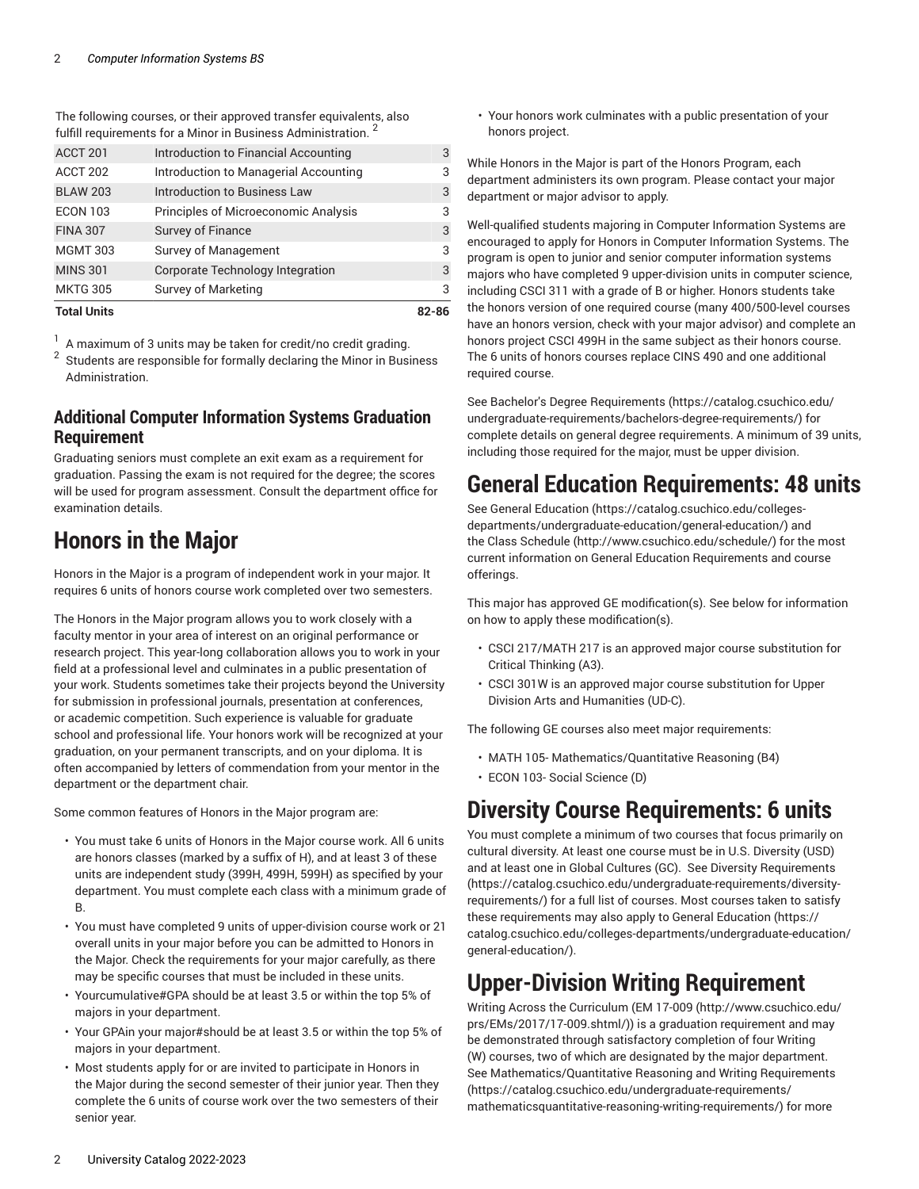The following courses, or their approved transfer equivalents, also fulfill requirements for a Minor in Business Administration. [2]

| | | |
|---|---|---|
| ACCT 201 | Introduction to Financial Accounting | 3 |
| ACCT 202 | Introduction to Managerial Accounting | 3 |
| BLAW 203 | Introduction to Business Law | 3 |
| ECON 103 | Principles of Microeconomic Analysis | 3 |
| FINA 307 | Survey of Finance | 3 |
| MGMT 303 | Survey of Management | 3 |
| MINS 301 | Corporate Technology Integration | 3 |
| MKTG 305 | Survey of Marketing | 3 |
| **Total Units** | | **82-86** |

[1] A maximum of 3 units may be taken for credit/no credit grading.
[2] Students are responsible for formally declaring the Minor in Business Administration.

### Additional Computer Information Systems Graduation Requirement

Graduating seniors must complete an exit exam as a requirement for graduation. Passing the exam is not required for the degree; the scores will be used for program assessment. Consult the department office for examination details.

# Honors in the Major

Honors in the Major is a program of independent work in your major. It requires 6 units of honors course work completed over two semesters.

The Honors in the Major program allows you to work closely with a faculty mentor in your area of interest on an original performance or research project. This year-long collaboration allows you to work in your field at a professional level and culminates in a public presentation of your work. Students sometimes take their projects beyond the University for submission in professional journals, presentation at conferences, or academic competition. Such experience is valuable for graduate school and professional life. Your honors work will be recognized at your graduation, on your permanent transcripts, and on your diploma. It is often accompanied by letters of commendation from your mentor in the department or the department chair.

Some common features of Honors in the Major program are:

- You must take 6 units of Honors in the Major course work. All 6 units are honors classes (marked by a suffix of H), and at least 3 of these units are independent study (399H, 499H, 599H) as specified by your department. You must complete each class with a minimum grade of B.
- You must have completed 9 units of upper-division course work or 21 overall units in your major before you can be admitted to Honors in the Major. Check the requirements for your major carefully, as there may be specific courses that must be included in these units.
- Yourcumulative#GPA should be at least 3.5 or within the top 5% of majors in your department.
- Your GPAin your major#should be at least 3.5 or within the top 5% of majors in your department.
- Most students apply for or are invited to participate in Honors in the Major during the second semester of their junior year. Then they complete the 6 units of course work over the two semesters of their senior year.
- Your honors work culminates with a public presentation of your honors project.

While Honors in the Major is part of the Honors Program, each department administers its own program. Please contact your major department or major advisor to apply.

Well-qualified students majoring in Computer Information Systems are encouraged to apply for Honors in Computer Information Systems. The program is open to junior and senior computer information systems majors who have completed 9 upper-division units in computer science, including CSCI 311 with a grade of B or higher. Honors students take the honors version of one required course (many 400/500-level courses have an honors version, check with your major advisor) and complete an honors project CSCI 499H in the same subject as their honors course. The 6 units of honors courses replace CINS 490 and one additional required course.

See Bachelor's Degree Requirements (https://catalog.csuchico.edu/undergraduate-requirements/bachelors-degree-requirements/) for complete details on general degree requirements. A minimum of 39 units, including those required for the major, must be upper division.

# General Education Requirements: 48 units

See General Education (https://catalog.csuchico.edu/colleges-departments/undergraduate-education/general-education/) and the Class Schedule (http://www.csuchico.edu/schedule/) for the most current information on General Education Requirements and course offerings.

This major has approved GE modification(s). See below for information on how to apply these modification(s).

- CSCI 217/MATH 217 is an approved major course substitution for Critical Thinking (A3).
- CSCI 301W is an approved major course substitution for Upper Division Arts and Humanities (UD-C).

The following GE courses also meet major requirements:

- MATH 105- Mathematics/Quantitative Reasoning (B4)
- ECON 103- Social Science (D)

# Diversity Course Requirements: 6 units

You must complete a minimum of two courses that focus primarily on cultural diversity. At least one course must be in U.S. Diversity (USD) and at least one in Global Cultures (GC). See Diversity Requirements (https://catalog.csuchico.edu/undergraduate-requirements/diversity-requirements/) for a full list of courses. Most courses taken to satisfy these requirements may also apply to General Education (https://catalog.csuchico.edu/colleges-departments/undergraduate-education/general-education/).

# Upper-Division Writing Requirement

Writing Across the Curriculum (EM 17-009 (http://www.csuchico.edu/prs/EMs/2017/17-009.shtml/)) is a graduation requirement and may be demonstrated through satisfactory completion of four Writing (W) courses, two of which are designated by the major department. See Mathematics/Quantitative Reasoning and Writing Requirements (https://catalog.csuchico.edu/undergraduate-requirements/mathematicsquantitative-reasoning-writing-requirements/) for more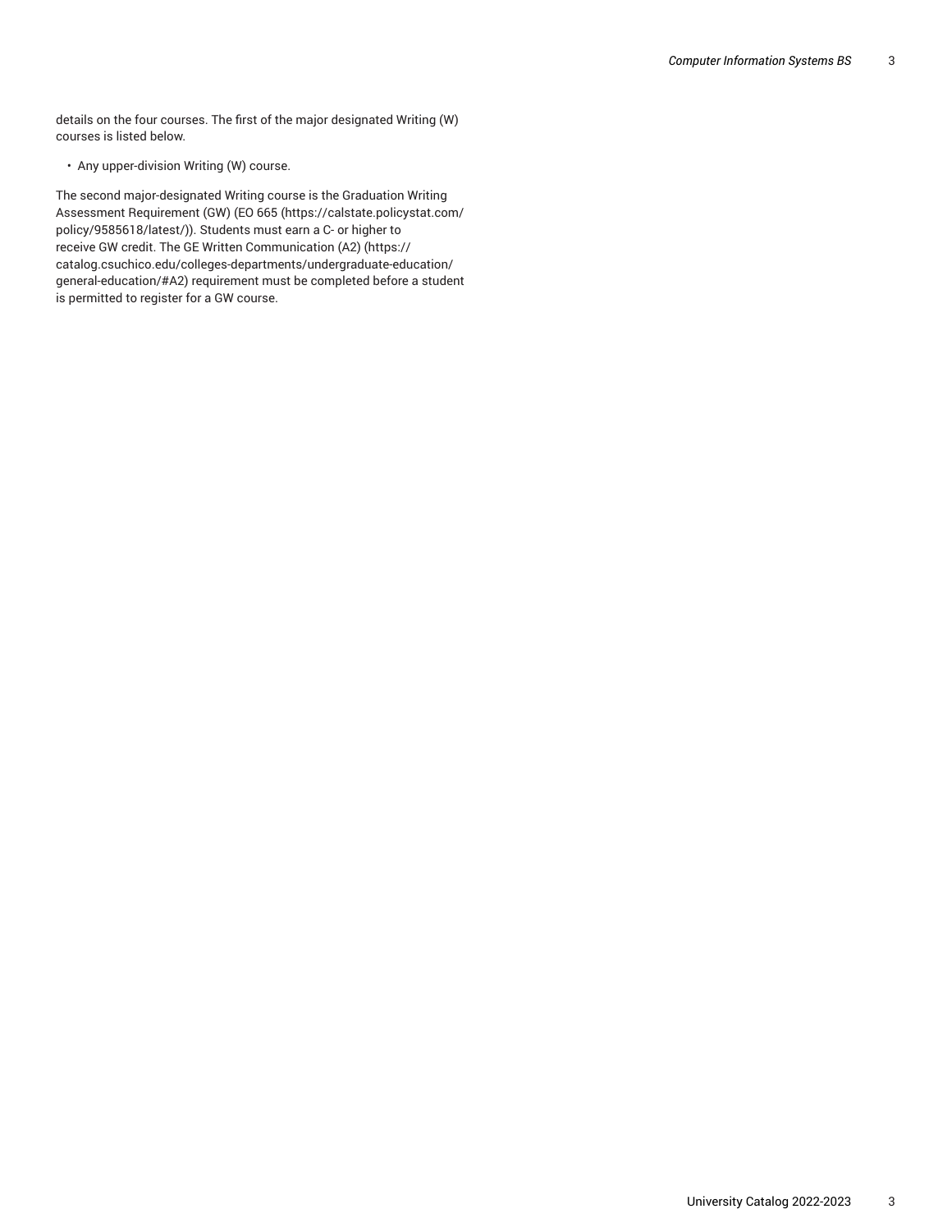details on the four courses. The first of the major designated Writing (W) courses is listed below.

- Any upper-division Writing (W) course.

The second major-designated Writing course is the Graduation Writing Assessment Requirement (GW) (EO 665 (https://calstate.policystat.com/policy/9585618/latest/)). Students must earn a C- or higher to receive GW credit. The GE Written Communication (A2) (https://catalog.csuchico.edu/colleges-departments/undergraduate-education/general-education/#A2) requirement must be completed before a student is permitted to register for a GW course.